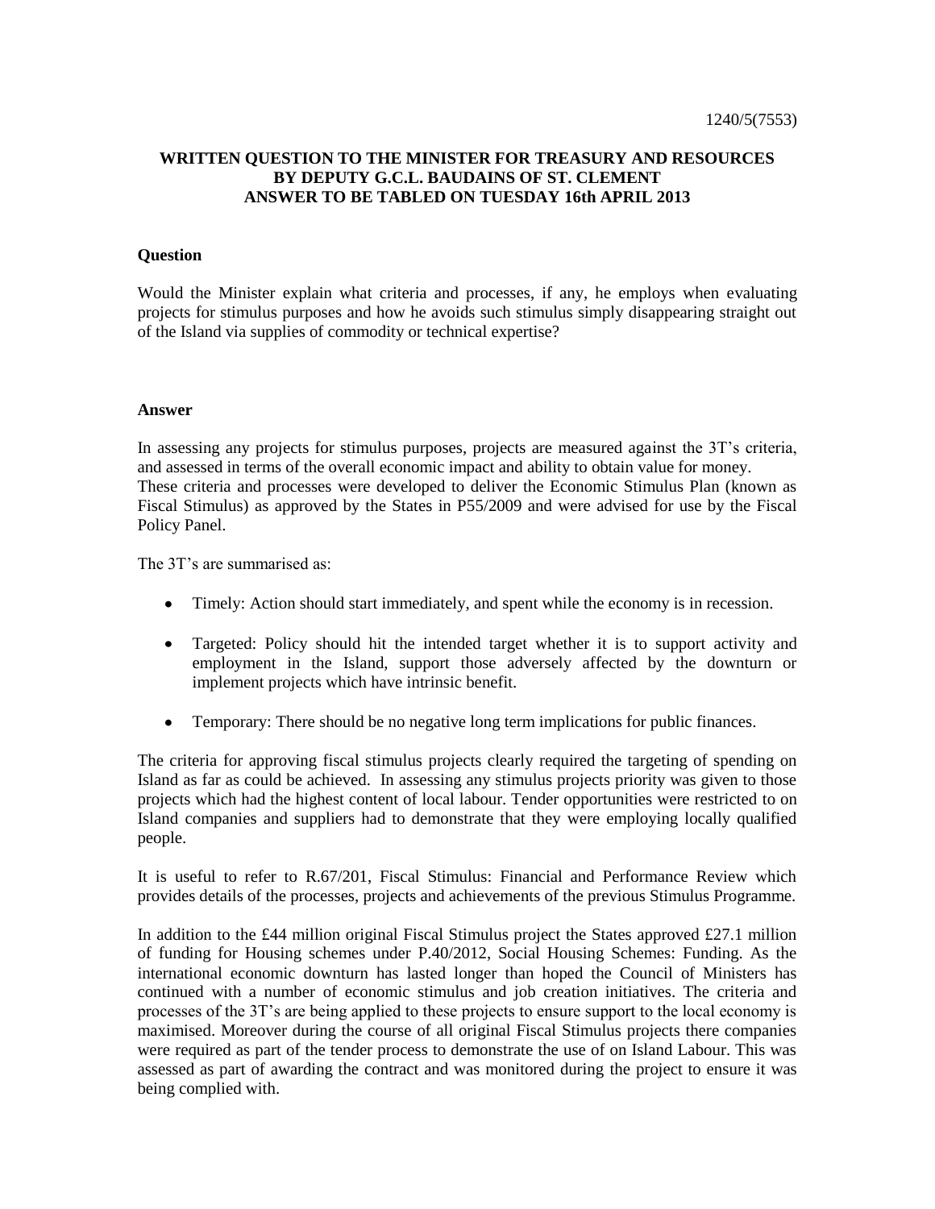1240/5(7553)

**WRITTEN QUESTION TO THE MINISTER FOR TREASURY AND RESOURCES BY DEPUTY G.C.L. BAUDAINS OF ST. CLEMENT ANSWER TO BE TABLED ON TUESDAY 16th APRIL 2013**

**Question**

Would the Minister explain what criteria and processes, if any, he employs when evaluating projects for stimulus purposes and how he avoids such stimulus simply disappearing straight out of the Island via supplies of commodity or technical expertise?

**Answer**

In assessing any projects for stimulus purposes, projects are measured against the 3T's criteria, and assessed in terms of the overall economic impact and ability to obtain value for money.
These criteria and processes were developed to deliver the Economic Stimulus Plan (known as Fiscal Stimulus) as approved by the States in P55/2009 and were advised for use by the Fiscal Policy Panel.

The 3T's are summarised as:

- Timely: Action should start immediately, and spent while the economy is in recession.
- Targeted: Policy should hit the intended target whether it is to support activity and employment in the Island, support those adversely affected by the downturn or implement projects which have intrinsic benefit.
- Temporary: There should be no negative long term implications for public finances.

The criteria for approving fiscal stimulus projects clearly required the targeting of spending on Island as far as could be achieved. In assessing any stimulus projects priority was given to those projects which had the highest content of local labour. Tender opportunities were restricted to on Island companies and suppliers had to demonstrate that they were employing locally qualified people.

It is useful to refer to R.67/201, Fiscal Stimulus: Financial and Performance Review which provides details of the processes, projects and achievements of the previous Stimulus Programme.

In addition to the £44 million original Fiscal Stimulus project the States approved £27.1 million of funding for Housing schemes under P.40/2012, Social Housing Schemes: Funding. As the international economic downturn has lasted longer than hoped the Council of Ministers has continued with a number of economic stimulus and job creation initiatives. The criteria and processes of the 3T's are being applied to these projects to ensure support to the local economy is maximised. Moreover during the course of all original Fiscal Stimulus projects there companies were required as part of the tender process to demonstrate the use of on Island Labour. This was assessed as part of awarding the contract and was monitored during the project to ensure it was being complied with.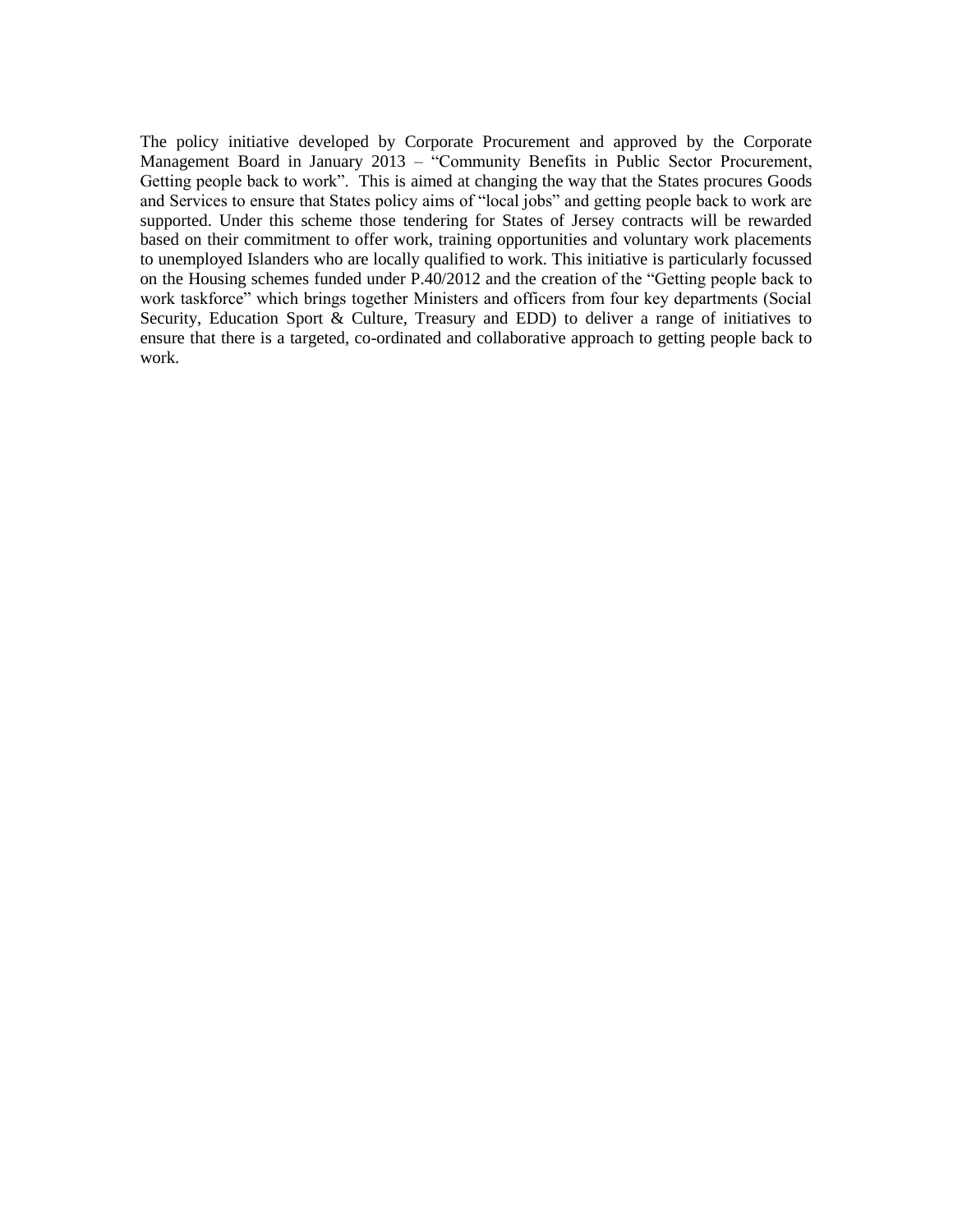The policy initiative developed by Corporate Procurement and approved by the Corporate Management Board in January 2013 – "Community Benefits in Public Sector Procurement, Getting people back to work". This is aimed at changing the way that the States procures Goods and Services to ensure that States policy aims of "local jobs" and getting people back to work are supported. Under this scheme those tendering for States of Jersey contracts will be rewarded based on their commitment to offer work, training opportunities and voluntary work placements to unemployed Islanders who are locally qualified to work. This initiative is particularly focussed on the Housing schemes funded under P.40/2012 and the creation of the "Getting people back to work taskforce" which brings together Ministers and officers from four key departments (Social Security, Education Sport & Culture, Treasury and EDD) to deliver a range of initiatives to ensure that there is a targeted, co-ordinated and collaborative approach to getting people back to work.